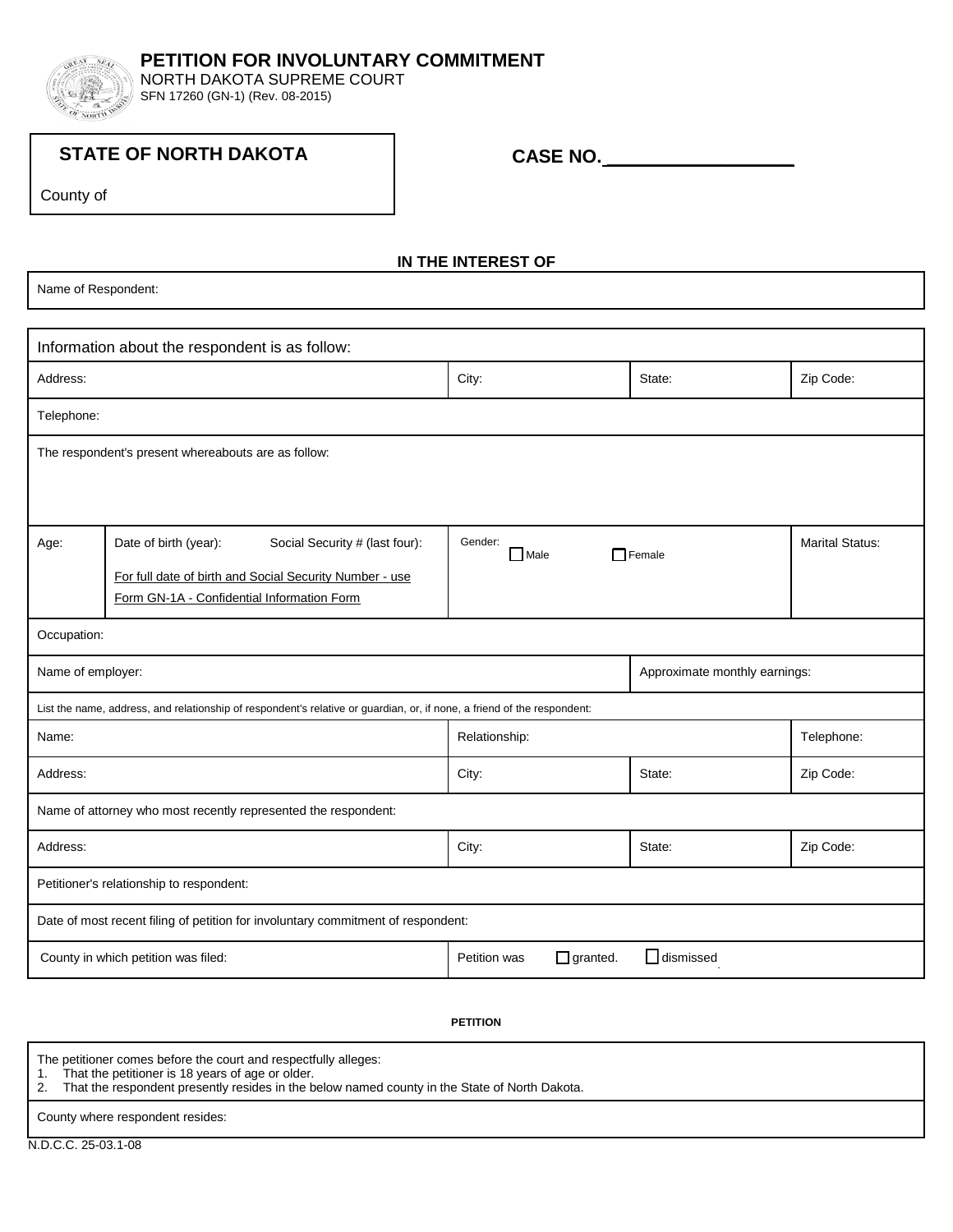# PETITION FOR INVOLUNTARY COMMITMENT

NORTH DAKOTA SUPREME COURT
SFN 17260 (GN-1) (Rev. 08-2015)

| **STATE OF NORTH DAKOTA** | **CASE NO.__________________** |
|---|---|
| County of | |

**IN THE INTEREST OF**

| Name of Respondent: |
|---|

| Information about the respondent is as follow: | | | | |
|---|---|---|---|---|
| Address: | | City: | State: | Zip Code: |
| Telephone: | | | | |
| The respondent's present whereabouts are as follow: | | | | |
| Age: | Date of birth (year): Social Security # (last four): For full date of birth and Social Security Number - use Form GN-1A - Confidential Information Form | Gender: ☐ Male ☐ Female | | Marital Status: |
| Occupation: | | | | |
| Name of employer: | | | Approximate monthly earnings: | |
| List the name, address, and relationship of respondent's relative or guardian, or, if none, a friend of the respondent: | | | | |
| Name: | | Relationship: | | Telephone: |
| Address: | | City: | State: | Zip Code: |
| Name of attorney who most recently represented the respondent: | | | | |
| Address: | | City: | State: | Zip Code: |
| Petitioner's relationship to respondent: | | | | |
| Date of most recent filing of petition for involuntary commitment of respondent: | | | | |
| County in which petition was filed: | | Petition was ☐ granted. ☐ dismissed | | |

**PETITION**

The petitioner comes before the court and respectfully alleges:

1. That the petitioner is 18 years of age or older.
2. That the respondent presently resides in the below named county in the State of North Dakota.

| County where respondent resides: |
|---|

N.D.C.C. 25-03.1-08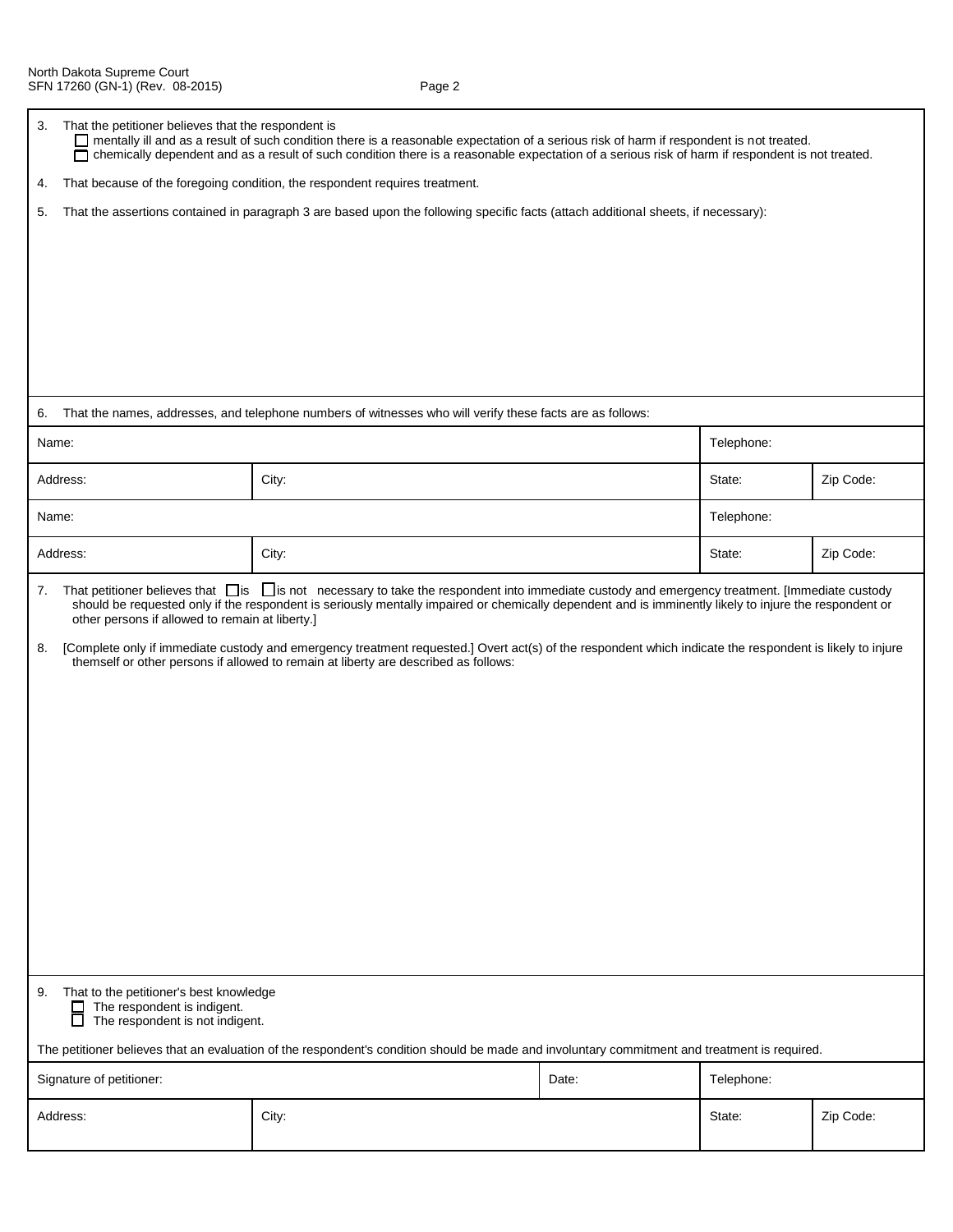3. That the petitioner believes that the respondent is
   - ☐ mentally ill and as a result of such condition there is a reasonable expectation of a serious risk of harm if respondent is not treated.
   - ☐ chemically dependent and as a result of such condition there is a reasonable expectation of a serious risk of harm if respondent is not treated.

4. That because of the foregoing condition, the respondent requires treatment.

5. That the assertions contained in paragraph 3 are based upon the following specific facts (attach additional sheets, if necessary):

6. That the names, addresses, and telephone numbers of witnesses who will verify these facts are as follows:

| Name: | | Telephone: | |
|---|---|---|---|
| Address: | City: | State: | Zip Code: |
| Name: | | Telephone: | |
| Address: | City: | State: | Zip Code: |

7. That petitioner believes that ☐ is ☐ is not necessary to take the respondent into immediate custody and emergency treatment. [Immediate custody should be requested only if the respondent is seriously mentally impaired or chemically dependent and is imminently likely to injure the respondent or other persons if allowed to remain at liberty.]

8. [Complete only if immediate custody and emergency treatment requested.] Overt act(s) of the respondent which indicate the respondent is likely to injure themself or other persons if allowed to remain at liberty are described as follows:

9. That to the petitioner's best knowledge
   - ☐ The respondent is indigent.
   - ☐ The respondent is not indigent.

The petitioner believes that an evaluation of the respondent's condition should be made and involuntary commitment and treatment is required.

| Signature of petitioner: | | Date: | Telephone: |
|---|---|---|---|
| Address: | City: | State: | Zip Code: |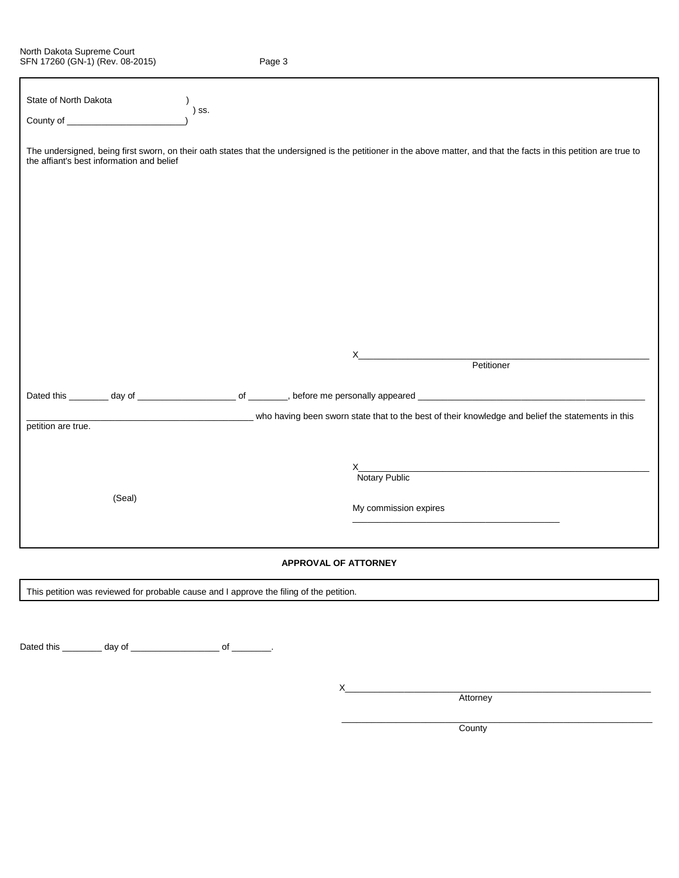State of North Dakota )
) ss.
County of ________________________)

The undersigned, being first sworn, on their oath states that the undersigned is the petitioner in the above matter, and that the facts in this petition are true to the affiant's best information and belief

X____________________________________________________________
Petitioner

Dated this ________ day of ___________________ of ________, before me personally appeared ________________________________________________

_____________________________________________ who having been sworn state that to the best of their knowledge and belief the statements in this petition are true.

X____________________________________________________________
Notary Public

(Seal)

My commission expires
_____________________________________________

**APPROVAL OF ATTORNEY**

This petition was reviewed for probable cause and I approve the filing of the petition.

Dated this ________ day of __________________ of ________.

X____________________________________________________________
Attorney

____________________________________________________________
County